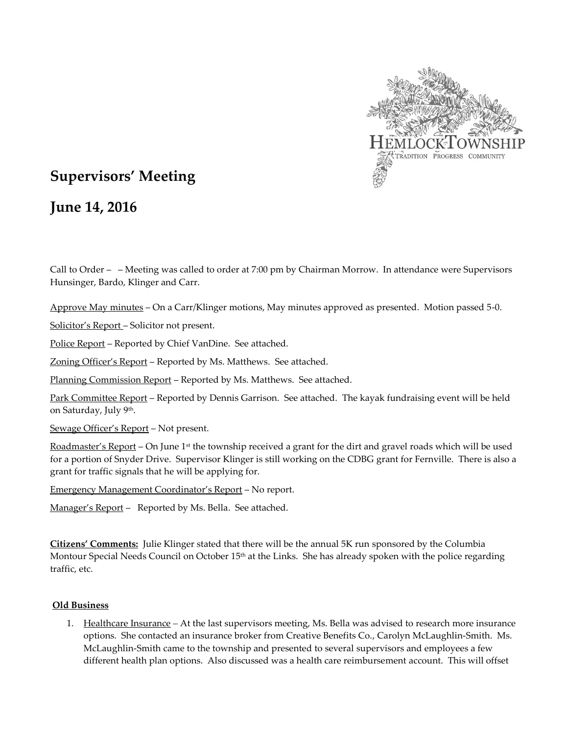# Supervisors' Meeting

## June 14, 2016

Call to Order – – Meeting was called to order at 7:00 pm by Chairman Morrow. In attendance were Supervisors Hunsinger, Bardo, Klinger and Carr.

Approve May minutes – On a Carr/Klinger motions, May minutes approved as presented. Motion passed 5-0.

Solicitor's Report – Solicitor not present.

Police Report – Reported by Chief VanDine. See attached.

Zoning Officer's Report – Reported by Ms. Matthews. See attached.

Planning Commission Report – Reported by Ms. Matthews. See attached.

Park Committee Report – Reported by Dennis Garrison. See attached. The kayak fundraising event will be held on Saturday, July 9th.

Sewage Officer's Report – Not present.

Roadmaster's Report – On June 1st the township received a grant for the dirt and gravel roads which will be used for a portion of Snyder Drive. Supervisor Klinger is still working on the CDBG grant for Fernville. There is also a grant for traffic signals that he will be applying for.

Emergency Management Coordinator's Report – No report.

Manager's Report – Reported by Ms. Bella. See attached.

**Citizens' Comments:** Julie Klinger stated that there will be the annual 5K run sponsored by the Columbia Montour Special Needs Council on October 15th at the Links. She has already spoken with the police regarding traffic, etc.

**Old Business**

1. Healthcare Insurance – At the last supervisors meeting, Ms. Bella was advised to research more insurance options. She contacted an insurance broker from Creative Benefits Co., Carolyn McLaughlin-Smith. Ms. McLaughlin-Smith came to the township and presented to several supervisors and employees a few different health plan options. Also discussed was a health care reimbursement account. This will offset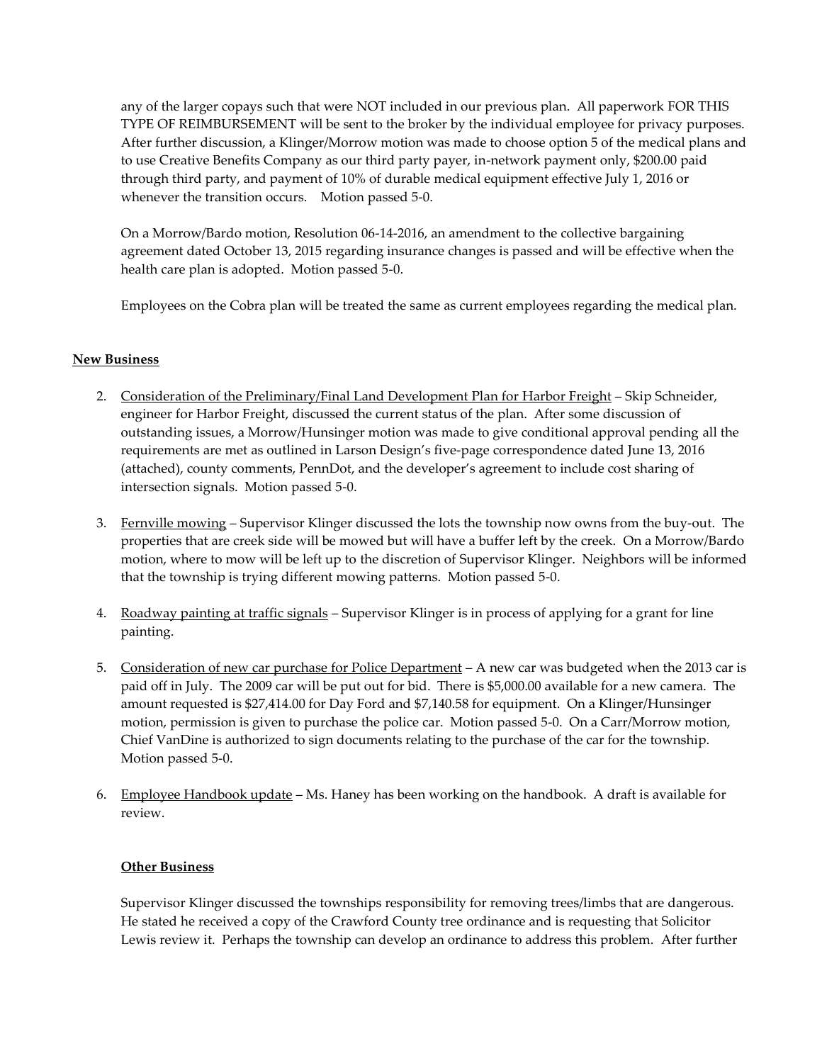any of the larger copays such that were NOT included in our previous plan. All paperwork FOR THIS TYPE OF REIMBURSEMENT will be sent to the broker by the individual employee for privacy purposes. After further discussion, a Klinger/Morrow motion was made to choose option 5 of the medical plans and to use Creative Benefits Company as our third party payer, in-network payment only, $200.00 paid through third party, and payment of 10% of durable medical equipment effective July 1, 2016 or whenever the transition occurs. Motion passed 5-0.

On a Morrow/Bardo motion, Resolution 06-14-2016, an amendment to the collective bargaining agreement dated October 13, 2015 regarding insurance changes is passed and will be effective when the health care plan is adopted. Motion passed 5-0.

Employees on the Cobra plan will be treated the same as current employees regarding the medical plan.

**New Business**

2. Consideration of the Preliminary/Final Land Development Plan for Harbor Freight – Skip Schneider, engineer for Harbor Freight, discussed the current status of the plan. After some discussion of outstanding issues, a Morrow/Hunsinger motion was made to give conditional approval pending all the requirements are met as outlined in Larson Design's five-page correspondence dated June 13, 2016 (attached), county comments, PennDot, and the developer's agreement to include cost sharing of intersection signals. Motion passed 5-0.

3. Fernville mowing – Supervisor Klinger discussed the lots the township now owns from the buy-out. The properties that are creek side will be mowed but will have a buffer left by the creek. On a Morrow/Bardo motion, where to mow will be left up to the discretion of Supervisor Klinger. Neighbors will be informed that the township is trying different mowing patterns. Motion passed 5-0.

4. Roadway painting at traffic signals – Supervisor Klinger is in process of applying for a grant for line painting.

5. Consideration of new car purchase for Police Department – A new car was budgeted when the 2013 car is paid off in July. The 2009 car will be put out for bid. There is $5,000.00 available for a new camera. The amount requested is $27,414.00 for Day Ford and $7,140.58 for equipment. On a Klinger/Hunsinger motion, permission is given to purchase the police car. Motion passed 5-0. On a Carr/Morrow motion, Chief VanDine is authorized to sign documents relating to the purchase of the car for the township. Motion passed 5-0.

6. Employee Handbook update – Ms. Haney has been working on the handbook. A draft is available for review.

**Other Business**

Supervisor Klinger discussed the townships responsibility for removing trees/limbs that are dangerous. He stated he received a copy of the Crawford County tree ordinance and is requesting that Solicitor Lewis review it. Perhaps the township can develop an ordinance to address this problem. After further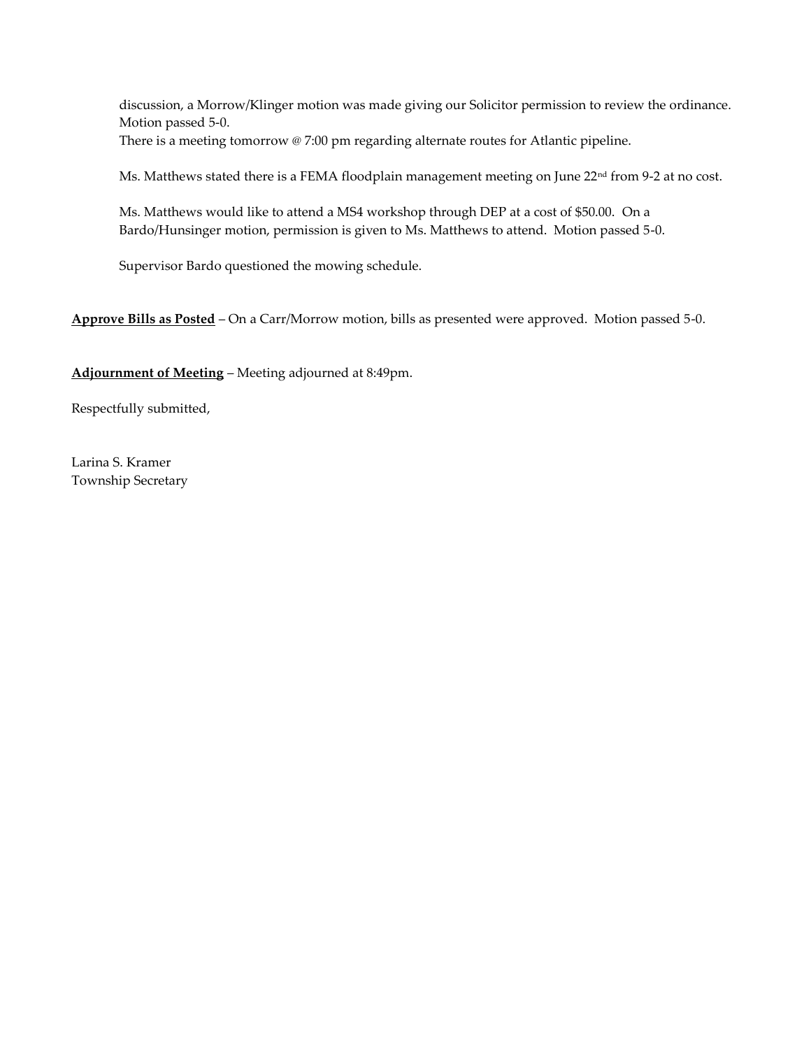discussion, a Morrow/Klinger motion was made giving our Solicitor permission to review the ordinance. Motion passed 5-0.
There is a meeting tomorrow @ 7:00 pm regarding alternate routes for Atlantic pipeline.

Ms. Matthews stated there is a FEMA floodplain management meeting on June 22nd from 9-2 at no cost.

Ms. Matthews would like to attend a MS4 workshop through DEP at a cost of $50.00. On a Bardo/Hunsinger motion, permission is given to Ms. Matthews to attend. Motion passed 5-0.

Supervisor Bardo questioned the mowing schedule.

**Approve Bills as Posted** – On a Carr/Morrow motion, bills as presented were approved. Motion passed 5-0.

**Adjournment of Meeting** – Meeting adjourned at 8:49pm.

Respectfully submitted,

Larina S. Kramer
Township Secretary